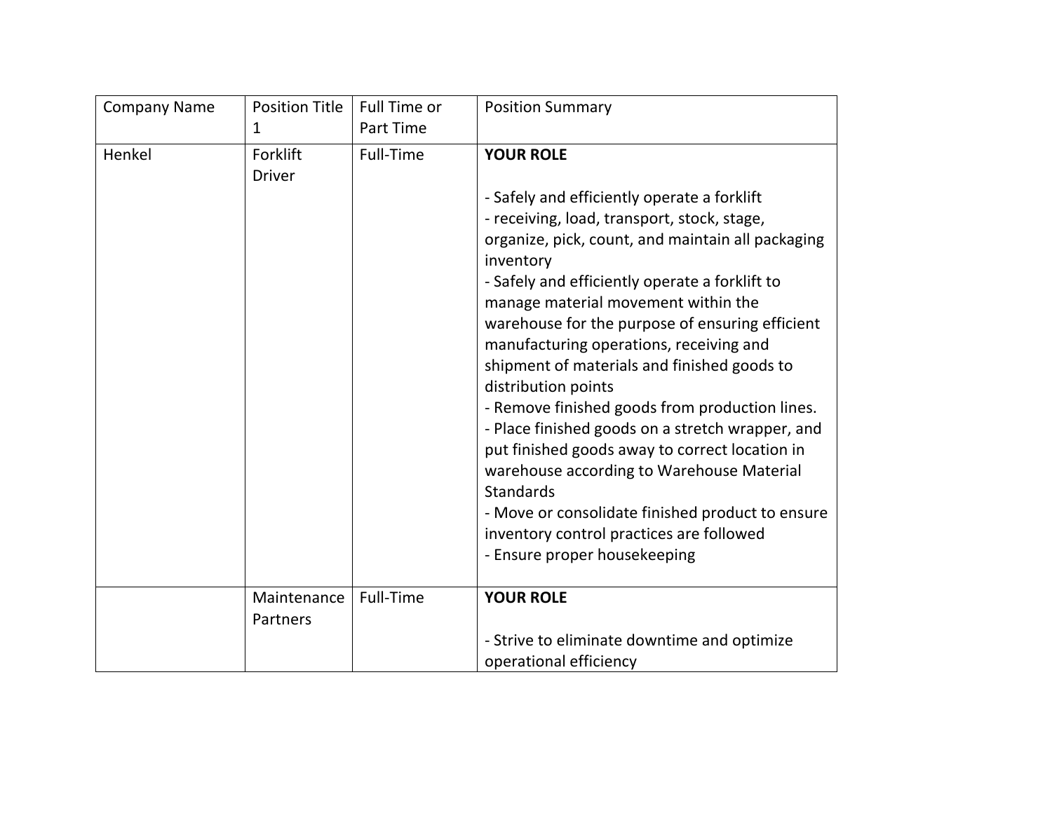| Company Name | Position Title 1 | Full Time or Part Time | Position Summary |
|---|---|---|---|
| Henkel | Forklift Driver | Full-Time | **YOUR ROLE**<br><br>- Safely and efficiently operate a forklift<br>- receiving, load, transport, stock, stage, organize, pick, count, and maintain all packaging inventory<br>- Safely and efficiently operate a forklift to manage material movement within the warehouse for the purpose of ensuring efficient manufacturing operations, receiving and shipment of materials and finished goods to distribution points<br>- Remove finished goods from production lines.<br>- Place finished goods on a stretch wrapper, and put finished goods away to correct location in warehouse according to Warehouse Material Standards<br>- Move or consolidate finished product to ensure inventory control practices are followed<br>- Ensure proper housekeeping |
| | Maintenance Partners | Full-Time | **YOUR ROLE**<br><br>- Strive to eliminate downtime and optimize operational efficiency |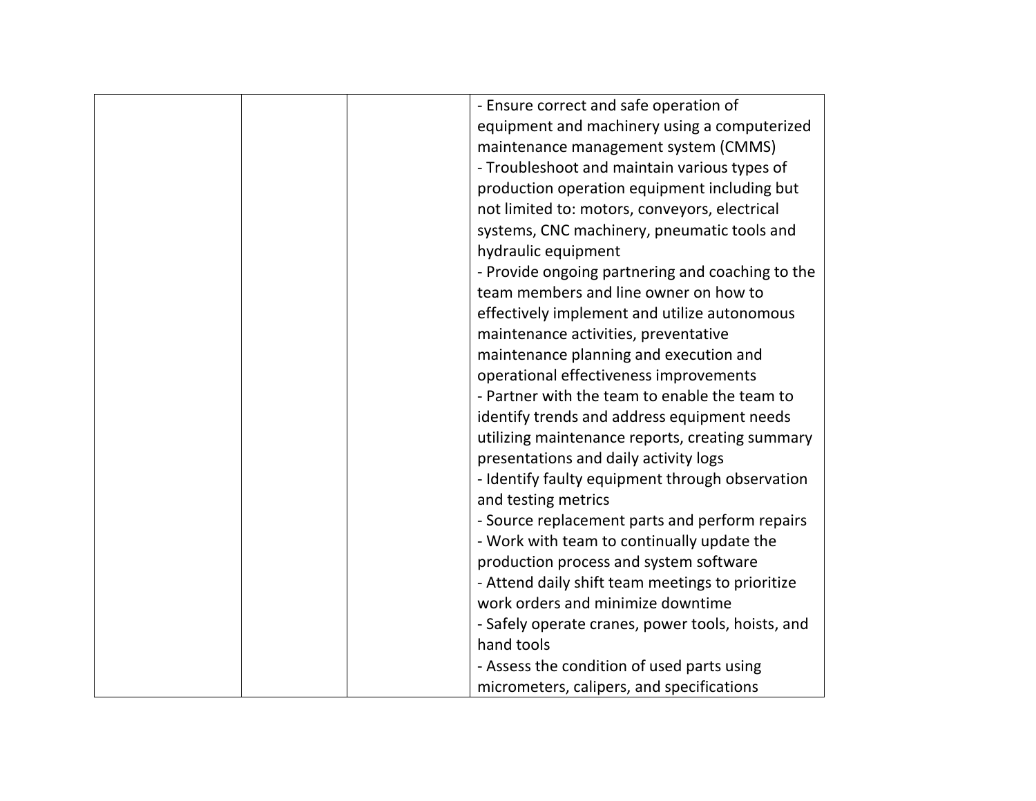| | | | |
|---|---|---|---|
| | | | - Ensure correct and safe operation of equipment and machinery using a computerized maintenance management system (CMMS)<br>- Troubleshoot and maintain various types of production operation equipment including but not limited to: motors, conveyors, electrical systems, CNC machinery, pneumatic tools and hydraulic equipment<br>- Provide ongoing partnering and coaching to the team members and line owner on how to effectively implement and utilize autonomous maintenance activities, preventative maintenance planning and execution and operational effectiveness improvements<br>- Partner with the team to enable the team to identify trends and address equipment needs utilizing maintenance reports, creating summary presentations and daily activity logs<br>- Identify faulty equipment through observation and testing metrics<br>- Source replacement parts and perform repairs<br>- Work with team to continually update the production process and system software<br>- Attend daily shift team meetings to prioritize work orders and minimize downtime<br>- Safely operate cranes, power tools, hoists, and hand tools<br>- Assess the condition of used parts using micrometers, calipers, and specifications |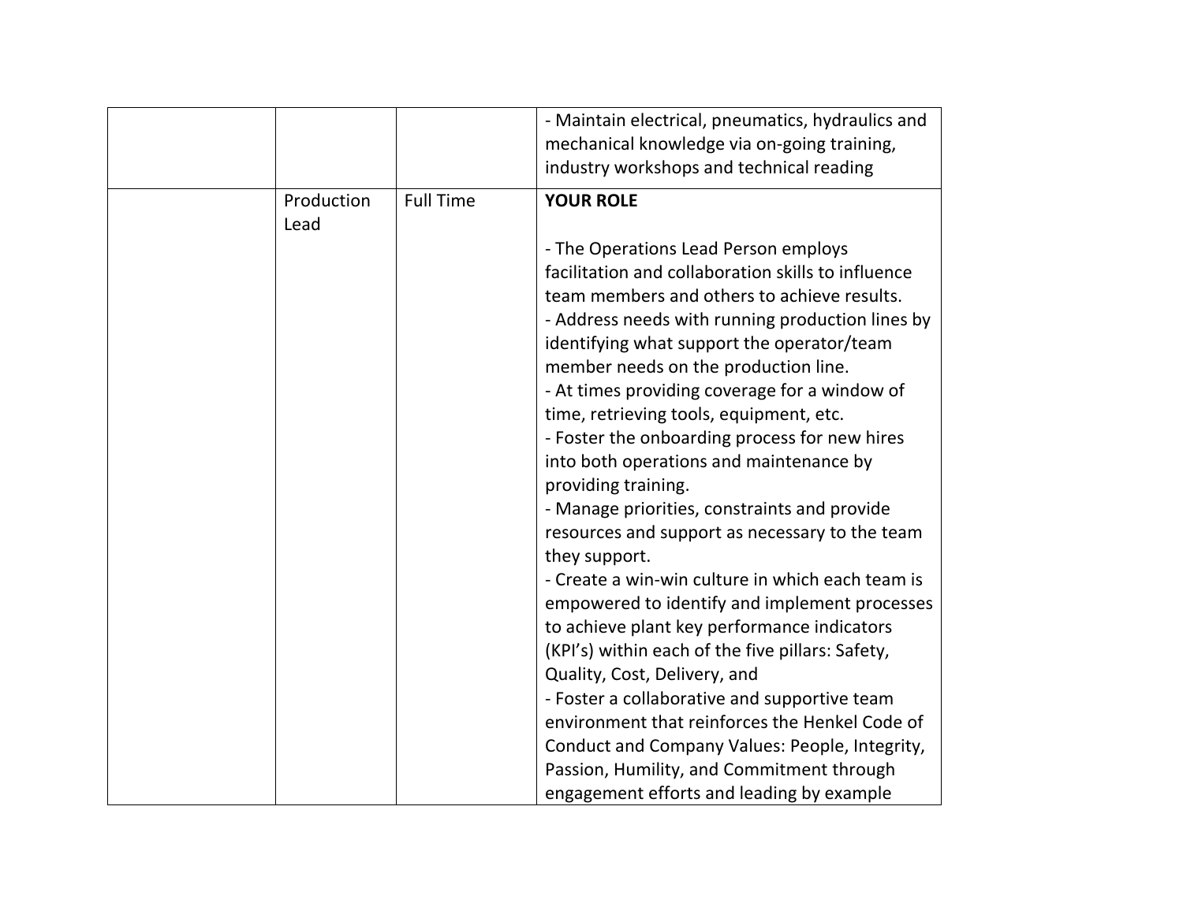| | | | |
|---|---|---|---|
| | | | - Maintain electrical, pneumatics, hydraulics and mechanical knowledge via on-going training, industry workshops and technical reading |
| | Production Lead | Full Time | **YOUR ROLE**<br><br>- The Operations Lead Person employs facilitation and collaboration skills to influence team members and others to achieve results.<br>- Address needs with running production lines by identifying what support the operator/team member needs on the production line.<br>- At times providing coverage for a window of time, retrieving tools, equipment, etc.<br>- Foster the onboarding process for new hires into both operations and maintenance by providing training.<br>- Manage priorities, constraints and provide resources and support as necessary to the team they support.<br>- Create a win-win culture in which each team is empowered to identify and implement processes to achieve plant key performance indicators (KPI's) within each of the five pillars: Safety, Quality, Cost, Delivery, and<br>- Foster a collaborative and supportive team environment that reinforces the Henkel Code of Conduct and Company Values: People, Integrity, Passion, Humility, and Commitment through engagement efforts and leading by example |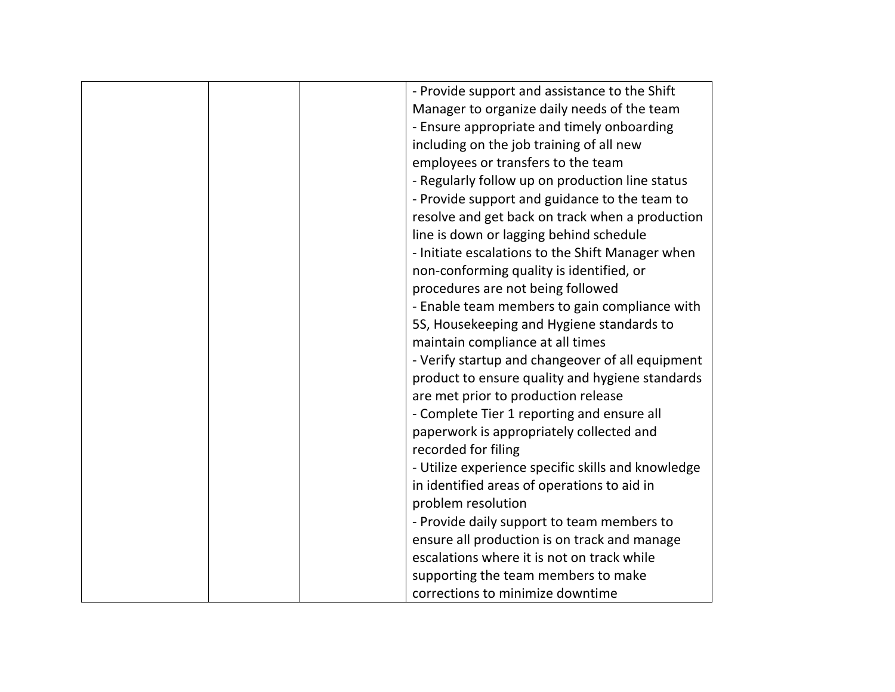| | | | |
|---|---|---|---|
| | | | - Provide support and assistance to the Shift Manager to organize daily needs of the team<br>- Ensure appropriate and timely onboarding including on the job training of all new employees or transfers to the team<br>- Regularly follow up on production line status<br>- Provide support and guidance to the team to resolve and get back on track when a production line is down or lagging behind schedule<br>- Initiate escalations to the Shift Manager when non-conforming quality is identified, or procedures are not being followed<br>- Enable team members to gain compliance with 5S, Housekeeping and Hygiene standards to maintain compliance at all times<br>- Verify startup and changeover of all equipment product to ensure quality and hygiene standards are met prior to production release<br>- Complete Tier 1 reporting and ensure all paperwork is appropriately collected and recorded for filing<br>- Utilize experience specific skills and knowledge in identified areas of operations to aid in problem resolution<br>- Provide daily support to team members to ensure all production is on track and manage escalations where it is not on track while supporting the team members to make corrections to minimize downtime |